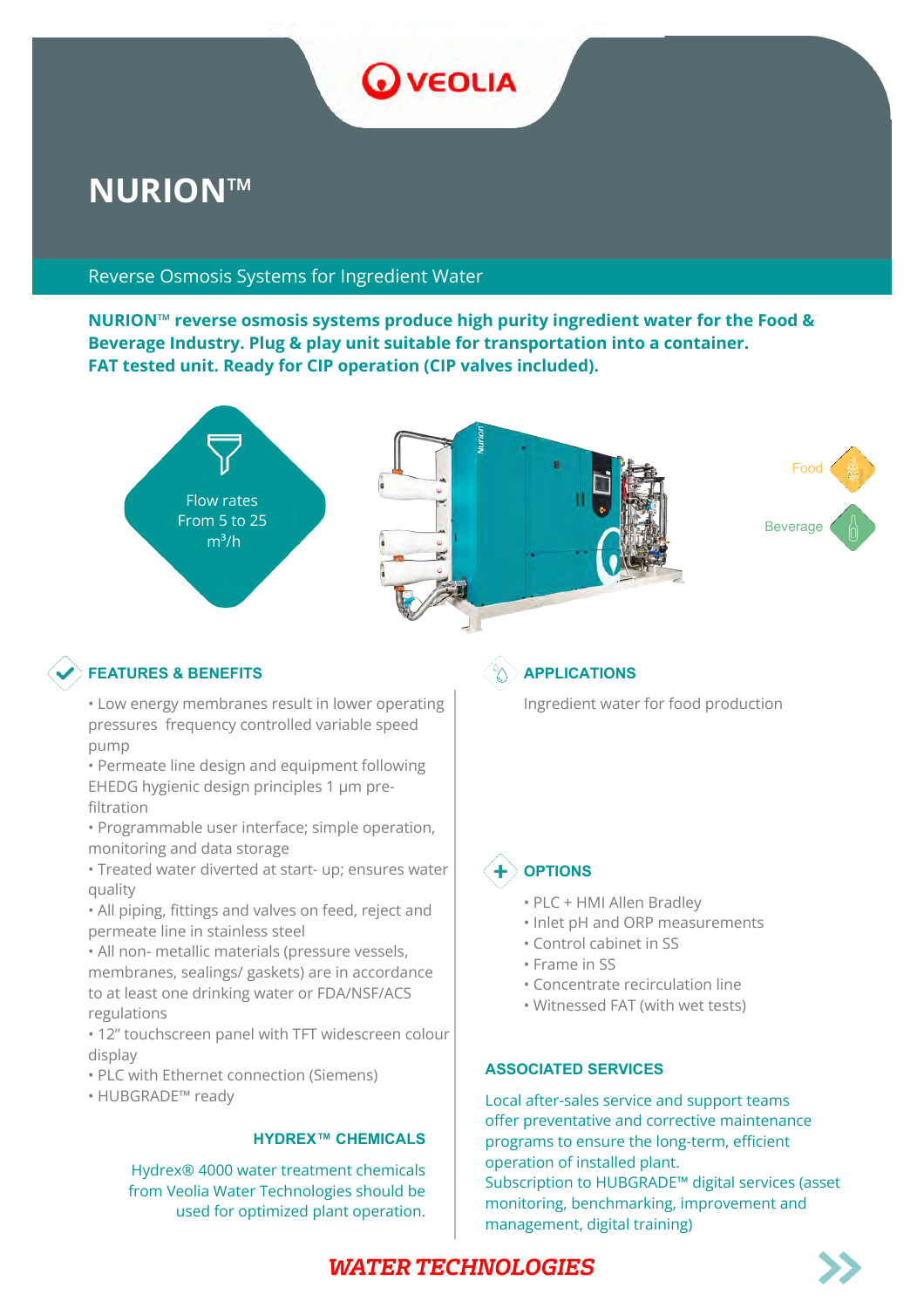# NURION™

## Reverse Osmosis Systems for Ingredient Water

**NURION™ reverse osmosis systems produce high purity ingredient water for the Food & Beverage Industry. Plug & play unit suitable for transportation into a container. FAT tested unit. Ready for CIP operation (CIP valves included).**

Flow rates From 5 to 25 $m^3/h$

Food

Beverage

### FEATURES & BENEFITS

- Low energy membranes result in lower operating pressures frequency controlled variable speed pump
- Permeate line design and equipment following EHEDG hygienic design principles 1 µm pre-filtration
- Programmable user interface; simple operation, monitoring and data storage
- Treated water diverted at start- up; ensures water quality
- All piping, fittings and valves on feed, reject and permeate line in stainless steel
- All non- metallic materials (pressure vessels, membranes, sealings/ gaskets) are in accordance to at least one drinking water or FDA/NSF/ACS regulations
- 12" touchscreen panel with TFT widescreen colour display
- PLC with Ethernet connection (Siemens)
- HUBGRADE™ ready

### HYDREX™ CHEMICALS

Hydrex® 4000 water treatment chemicals from Veolia Water Technologies should be used for optimized plant operation.

### APPLICATIONS

Ingredient water for food production

### OPTIONS

- PLC + HMI Allen Bradley
- Inlet pH and ORP measurements
- Control cabinet in SS
- Frame in SS
- Concentrate recirculation line
- Witnessed FAT (with wet tests)

### ASSOCIATED SERVICES

Local after-sales service and support teams offer preventative and corrective maintenance programs to ensure the long-term, efficient operation of installed plant.
Subscription to HUBGRADE™ digital services (asset monitoring, benchmarking, improvement and management, digital training)

*WATER TECHNOLOGIES*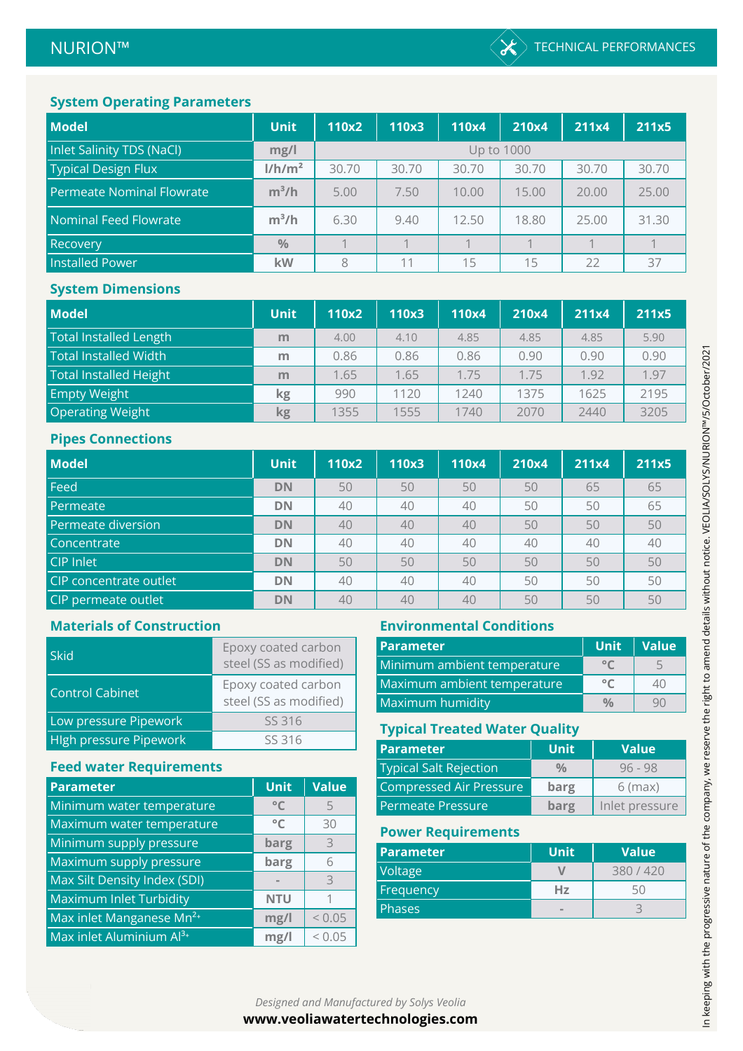# NURION™

TECHNICAL PERFORMANCES

## System Operating Parameters

| Model | Unit | 110x2 | 110x3 | 110x4 | 210x4 | 211x4 | 211x5 |
|---|---|---|---|---|---|---|---|
| Inlet Salinity TDS (NaCl) | mg/l | Up to 1000 | | | | | |
| Typical Design Flux | l/h/m² | 30.70 | 30.70 | 30.70 | 30.70 | 30.70 | 30.70 |
| Permeate Nominal Flowrate | m³/h | 5.00 | 7.50 | 10.00 | 15.00 | 20.00 | 25.00 |
| Nominal Feed Flowrate | m³/h | 6.30 | 9.40 | 12.50 | 18.80 | 25.00 | 31.30 |
| Recovery | % | 1 | 1 | 1 | 1 | 1 | 1 |
| Installed Power | kW | 8 | 11 | 15 | 15 | 22 | 37 |

## System Dimensions

| Model | Unit | 110x2 | 110x3 | 110x4 | 210x4 | 211x4 | 211x5 |
|---|---|---|---|---|---|---|---|
| Total Installed Length | m | 4.00 | 4.10 | 4.85 | 4.85 | 4.85 | 5.90 |
| Total Installed Width | m | 0.86 | 0.86 | 0.86 | 0.90 | 0.90 | 0.90 |
| Total Installed Height | m | 1.65 | 1.65 | 1.75 | 1.75 | 1.92 | 1.97 |
| Empty Weight | kg | 990 | 1120 | 1240 | 1375 | 1625 | 2195 |
| Operating Weight | kg | 1355 | 1555 | 1740 | 2070 | 2440 | 3205 |

## Pipes Connections

| Model | Unit | 110x2 | 110x3 | 110x4 | 210x4 | 211x4 | 211x5 |
|---|---|---|---|---|---|---|---|
| Feed | DN | 50 | 50 | 50 | 50 | 65 | 65 |
| Permeate | DN | 40 | 40 | 40 | 50 | 50 | 65 |
| Permeate diversion | DN | 40 | 40 | 40 | 50 | 50 | 50 |
| Concentrate | DN | 40 | 40 | 40 | 40 | 40 | 40 |
| CIP Inlet | DN | 50 | 50 | 50 | 50 | 50 | 50 |
| CIP concentrate outlet | DN | 40 | 40 | 40 | 50 | 50 | 50 |
| CIP permeate outlet | DN | 40 | 40 | 40 | 50 | 50 | 50 |

## Materials of Construction

| | |
|---|---|
| Skid | Epoxy coated carbon steel (SS as modified) |
| Control Cabinet | Epoxy coated carbon steel (SS as modified) |
| Low pressure Pipework | SS 316 |
| HIgh pressure Pipework | SS 316 |

## Feed water Requirements

| Parameter | Unit | Value |
|---|---|---|
| Minimum water temperature | °C | 5 |
| Maximum water temperature | °C | 30 |
| Minimum supply pressure | barg | 3 |
| Maximum supply pressure | barg | 6 |
| Max Silt Density Index (SDI) | - | 3 |
| Maximum Inlet Turbidity | NTU | 1 |
| Max inlet Manganese $Mn^{2+}$ | mg/l | < 0.05 |
| Max inlet Aluminium $Al^{3+}$ | mg/l | < 0.05 |

## Environmental Conditions

| Parameter | Unit | Value |
|---|---|---|
| Minimum ambient temperature | °C | 5 |
| Maximum ambient temperature | °C | 40 |
| Maximum humidity | % | 90 |

## Typical Treated Water Quality

| Parameter | Unit | Value |
|---|---|---|
| Typical Salt Rejection | % | 96 - 98 |
| Compressed Air Pressure | barg | 6 (max) |
| Permeate Pressure | barg | Inlet pressure |

## Power Requirements

| Parameter | Unit | Value |
|---|---|---|
| Voltage | V | 380 / 420 |
| Frequency | Hz | 50 |
| Phases | - | 3 |

*Designed and Manufactured by Solys Veolia*

**www.veoliawatertechnologies.com**

In keeping with the progressive nature of the company, we reserve the right to amend details without notice. VEOLIA/SOLYS/NURION™/5/October/2021